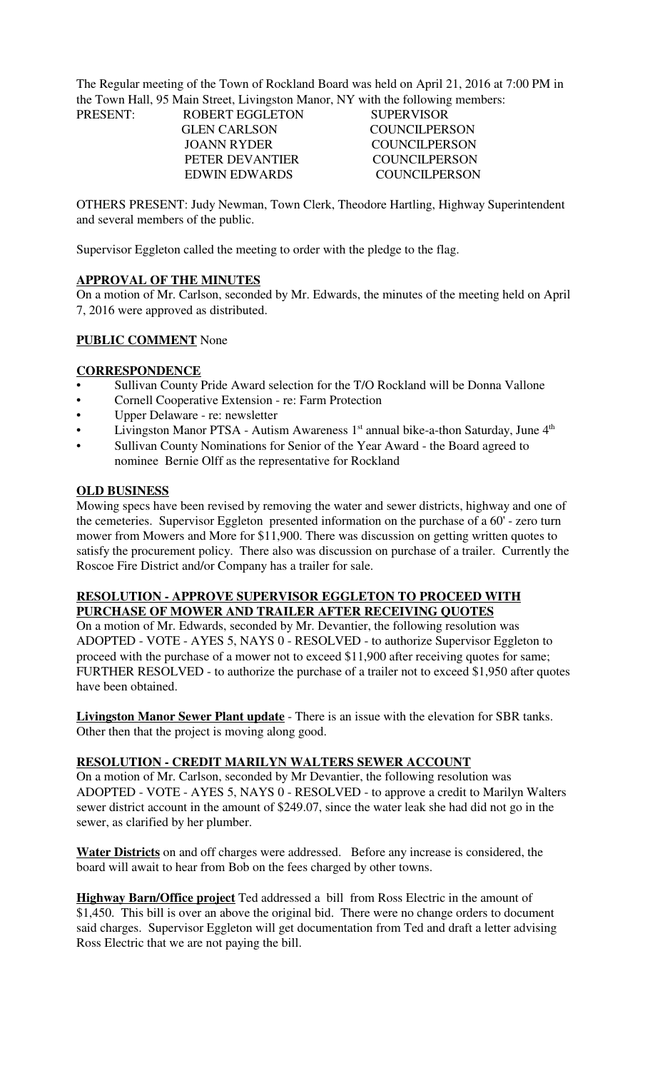The Regular meeting of the Town of Rockland Board was held on April 21, 2016 at 7:00 PM in the Town Hall, 95 Main Street, Livingston Manor, NY with the following members:

| PRESENT: | ROBERT EGGLETON | SUPERVISOR |
|---|---|---|
| | GLEN CARLSON | COUNCILPERSON |
| | JOANN RYDER | COUNCILPERSON |
| | PETER DEVANTIER | COUNCILPERSON |
| | EDWIN EDWARDS | COUNCILPERSON |

OTHERS PRESENT: Judy Newman, Town Clerk, Theodore Hartling, Highway Superintendent and several members of the public.

Supervisor Eggleton called the meeting to order with the pledge to the flag.

**APPROVAL OF THE MINUTES**

On a motion of Mr. Carlson, seconded by Mr. Edwards, the minutes of the meeting held on April 7, 2016 were approved as distributed.

**PUBLIC COMMENT** None

**CORRESPONDENCE**

- Sullivan County Pride Award selection for the T/O Rockland will be Donna Vallone
- Cornell Cooperative Extension - re: Farm Protection
- Upper Delaware - re: newsletter
- Livingston Manor PTSA - Autism Awareness 1st annual bike-a-thon Saturday, June 4th
- Sullivan County Nominations for Senior of the Year Award - the Board agreed to nominee Bernie Olff as the representative for Rockland

**OLD BUSINESS**

Mowing specs have been revised by removing the water and sewer districts, highway and one of the cemeteries. Supervisor Eggleton presented information on the purchase of a 60' - zero turn mower from Mowers and More for $11,900. There was discussion on getting written quotes to satisfy the procurement policy. There also was discussion on purchase of a trailer. Currently the Roscoe Fire District and/or Company has a trailer for sale.

**RESOLUTION - APPROVE SUPERVISOR EGGLETON TO PROCEED WITH PURCHASE OF MOWER AND TRAILER AFTER RECEIVING QUOTES**

On a motion of Mr. Edwards, seconded by Mr. Devantier, the following resolution was ADOPTED - VOTE - AYES 5, NAYS 0 - RESOLVED - to authorize Supervisor Eggleton to proceed with the purchase of a mower not to exceed $11,900 after receiving quotes for same; FURTHER RESOLVED - to authorize the purchase of a trailer not to exceed $1,950 after quotes have been obtained.

**Livingston Manor Sewer Plant update** - There is an issue with the elevation for SBR tanks. Other then that the project is moving along good.

**RESOLUTION - CREDIT MARILYN WALTERS SEWER ACCOUNT**

On a motion of Mr. Carlson, seconded by Mr Devantier, the following resolution was ADOPTED - VOTE - AYES 5, NAYS 0 - RESOLVED - to approve a credit to Marilyn Walters sewer district account in the amount of $249.07, since the water leak she had did not go in the sewer, as clarified by her plumber.

**Water Districts** on and off charges were addressed. Before any increase is considered, the board will await to hear from Bob on the fees charged by other towns.

**Highway Barn/Office project** Ted addressed a bill from Ross Electric in the amount of $1,450. This bill is over an above the original bid. There were no change orders to document said charges. Supervisor Eggleton will get documentation from Ted and draft a letter advising Ross Electric that we are not paying the bill.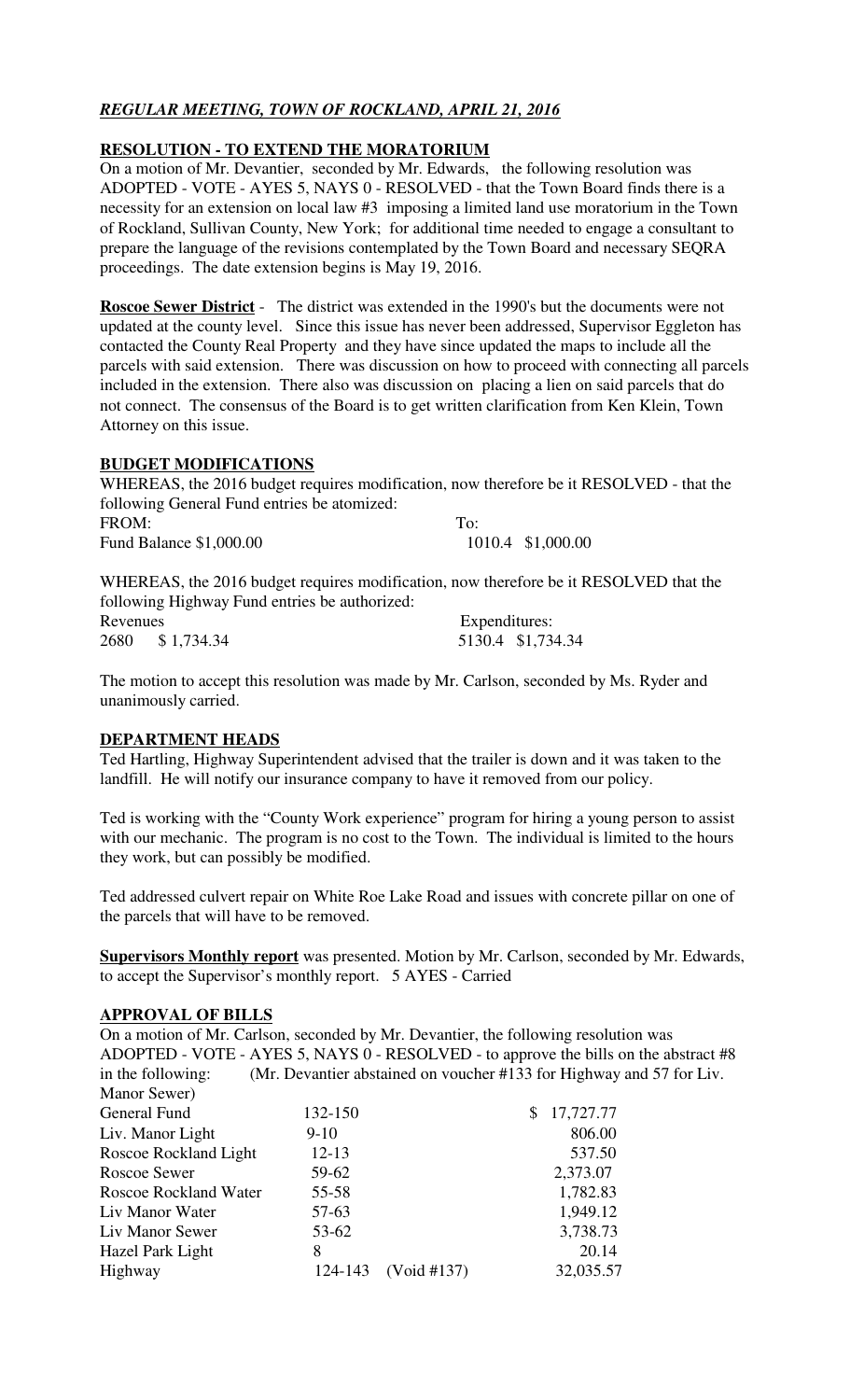***REGULAR MEETING, TOWN OF ROCKLAND, APRIL 21, 2016***

**RESOLUTION - TO EXTEND THE MORATORIUM**

On a motion of Mr. Devantier, seconded by Mr. Edwards, the following resolution was ADOPTED - VOTE - AYES 5, NAYS 0 - RESOLVED - that the Town Board finds there is a necessity for an extension on local law #3 imposing a limited land use moratorium in the Town of Rockland, Sullivan County, New York; for additional time needed to engage a consultant to prepare the language of the revisions contemplated by the Town Board and necessary SEQRA proceedings. The date extension begins is May 19, 2016.

**Roscoe Sewer District** - The district was extended in the 1990's but the documents were not updated at the county level. Since this issue has never been addressed, Supervisor Eggleton has contacted the County Real Property and they have since updated the maps to include all the parcels with said extension. There was discussion on how to proceed with connecting all parcels included in the extension. There also was discussion on placing a lien on said parcels that do not connect. The consensus of the Board is to get written clarification from Ken Klein, Town Attorney on this issue.

**BUDGET MODIFICATIONS**

WHEREAS, the 2016 budget requires modification, now therefore be it RESOLVED - that the following General Fund entries be atomized:

| FROM: | To: |
|---|---|
| Fund Balance $1,000.00 | 1010.4 $1,000.00 |

WHEREAS, the 2016 budget requires modification, now therefore be it RESOLVED that the following Highway Fund entries be authorized:

| Revenues | Expenditures: |
|---|---|
| 2680 $ 1,734.34 | 5130.4 $1,734.34 |

The motion to accept this resolution was made by Mr. Carlson, seconded by Ms. Ryder and unanimously carried.

**DEPARTMENT HEADS**

Ted Hartling, Highway Superintendent advised that the trailer is down and it was taken to the landfill. He will notify our insurance company to have it removed from our policy.

Ted is working with the "County Work experience" program for hiring a young person to assist with our mechanic. The program is no cost to the Town. The individual is limited to the hours they work, but can possibly be modified.

Ted addressed culvert repair on White Roe Lake Road and issues with concrete pillar on one of the parcels that will have to be removed.

**Supervisors Monthly report** was presented. Motion by Mr. Carlson, seconded by Mr. Edwards, to accept the Supervisor's monthly report. 5 AYES - Carried

**APPROVAL OF BILLS**

On a motion of Mr. Carlson, seconded by Mr. Devantier, the following resolution was ADOPTED - VOTE - AYES 5, NAYS 0 - RESOLVED - to approve the bills on the abstract #8 in the following: (Mr. Devantier abstained on voucher #133 for Highway and 57 for Liv. Manor Sewer)

| | | |
|---|---|---|
| General Fund | 132-150 | $ 17,727.77 |
| Liv. Manor Light | 9-10 | 806.00 |
| Roscoe Rockland Light | 12-13 | 537.50 |
| Roscoe Sewer | 59-62 | 2,373.07 |
| Roscoe Rockland Water | 55-58 | 1,782.83 |
| Liv Manor Water | 57-63 | 1,949.12 |
| Liv Manor Sewer | 53-62 | 3,738.73 |
| Hazel Park Light | 8 | 20.14 |
| Highway | 124-143 (Void #137) | 32,035.57 |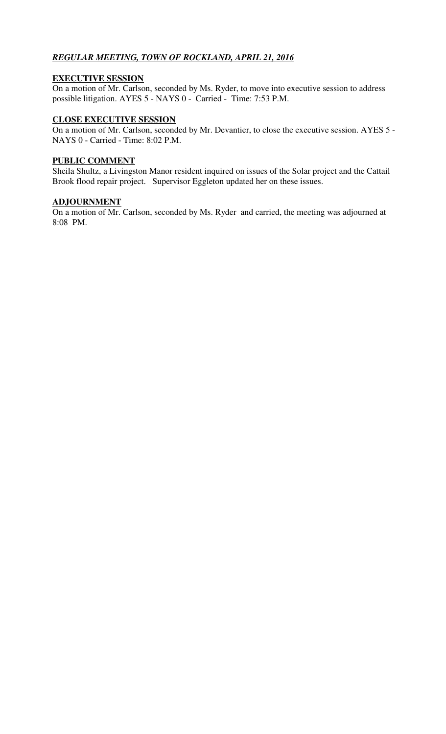***REGULAR MEETING, TOWN OF ROCKLAND, APRIL 21, 2016***

**EXECUTIVE SESSION**

On a motion of Mr. Carlson, seconded by Ms. Ryder, to move into executive session to address possible litigation. AYES 5 - NAYS 0 - Carried - Time: 7:53 P.M.

**CLOSE EXECUTIVE SESSION**

On a motion of Mr. Carlson, seconded by Mr. Devantier, to close the executive session. AYES 5 - NAYS 0 - Carried - Time: 8:02 P.M.

**PUBLIC COMMENT**

Sheila Shultz, a Livingston Manor resident inquired on issues of the Solar project and the Cattail Brook flood repair project. Supervisor Eggleton updated her on these issues.

**ADJOURNMENT**

On a motion of Mr. Carlson, seconded by Ms. Ryder and carried, the meeting was adjourned at 8:08 PM.